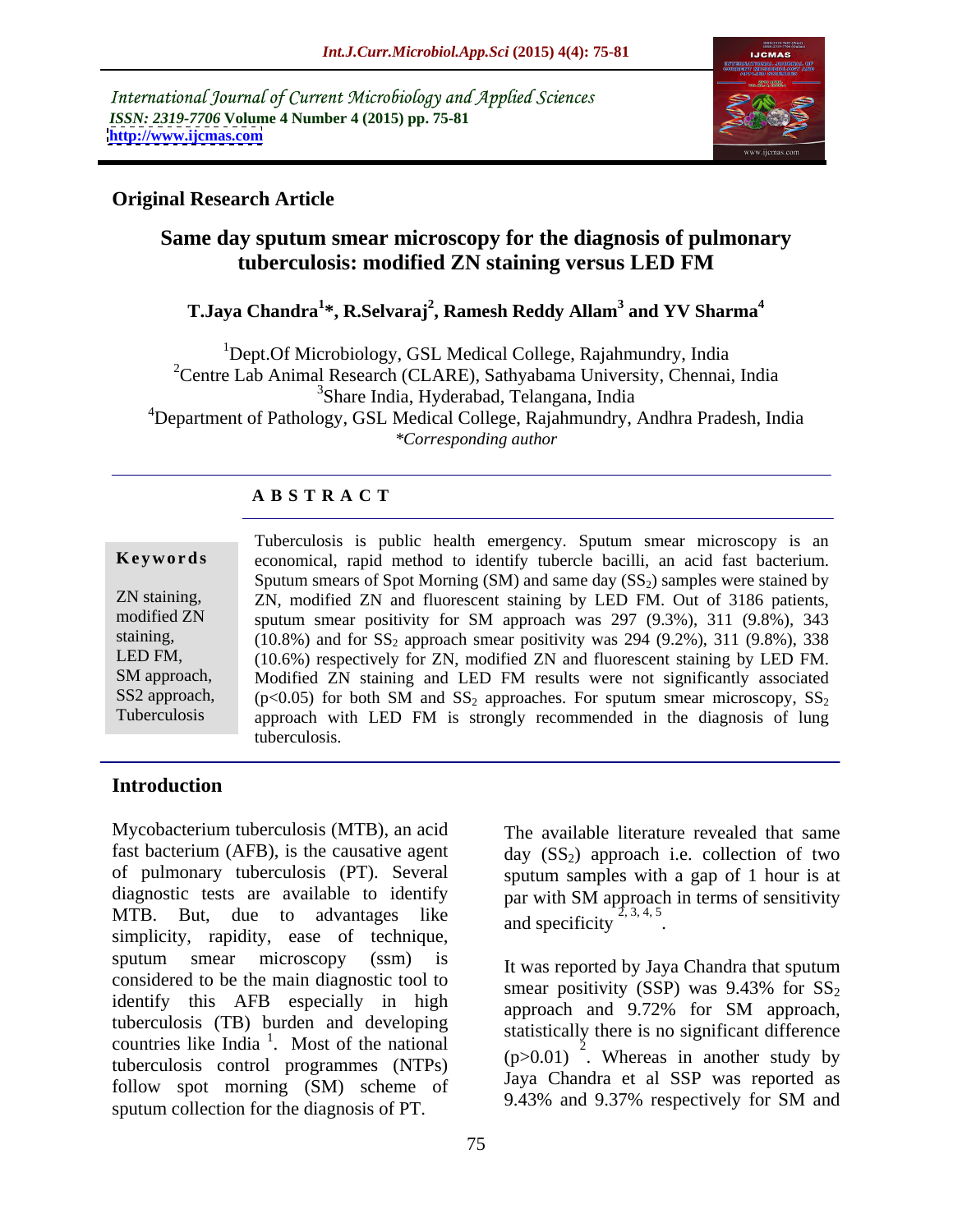International Journal of Current Microbiology and Applied Sciences
*ISSN: 2319-7706* **Volume 4 Number 4 (2015) pp. 75-81**
**http://www.ijcmas.com**

**Original Research Article**

# Same day sputum smear microscopy for the diagnosis of pulmonary tuberculosis: modified ZN staining versus LED FM

**T.Jaya Chandra[1]*, R.Selvaraj[2], Ramesh Reddy Allam[3] and YV Sharma[4]**

[1]Dept.Of Microbiology, GSL Medical College, Rajahmundry, India
[2]Centre Lab Animal Research (CLARE), Sathyabama University, Chennai, India
[3]Share India, Hyderabad, Telangana, India
[4]Department of Pathology, GSL Medical College, Rajahmundry, Andhra Pradesh, India
*\*Corresponding author*

## ABSTRACT

**Keywords**

ZN staining, modified ZN staining, LED FM, SM approach, SS2 approach, Tuberculosis

Tuberculosis is public health emergency. Sputum smear microscopy is an economical, rapid method to identify tubercle bacilli, an acid fast bacterium. Sputum smears of Spot Morning (SM) and same day ($SS_2$) samples were stained by ZN, modified ZN and fluorescent staining by LED FM. Out of 3186 patients, sputum smear positivity for SM approach was 297 (9.3%), 311 (9.8%), 343 (10.8%) and for $SS_2$ approach smear positivity was 294 (9.2%), 311 (9.8%), 338 (10.6%) respectively for ZN, modified ZN and fluorescent staining by LED FM. Modified ZN staining and LED FM results were not significantly associated ($p<0.05$) for both SM and $SS_2$ approaches. For sputum smear microscopy, $SS_2$ approach with LED FM is strongly recommended in the diagnosis of lung tuberculosis.

## Introduction

Mycobacterium tuberculosis (MTB), an acid fast bacterium (AFB), is the causative agent of pulmonary tuberculosis (PT). Several diagnostic tests are available to identify MTB. But, due to advantages like simplicity, rapidity, ease of technique, sputum smear microscopy (ssm) is considered to be the main diagnostic tool to identify this AFB especially in high tuberculosis (TB) burden and developing countries like India [1]. Most of the national tuberculosis control programmes (NTPs) follow spot morning (SM) scheme of sputum collection for the diagnosis of PT.

The available literature revealed that same day ($SS_2$) approach i.e. collection of two sputum samples with a gap of 1 hour is at par with SM approach in terms of sensitivity and specificity [2, 3, 4, 5].

It was reported by Jaya Chandra that sputum smear positivity (SSP) was 9.43% for $SS_2$ approach and 9.72% for SM approach, statistically there is no significant difference ($p>0.01$) [2]. Whereas in another study by Jaya Chandra et al SSP was reported as 9.43% and 9.37% respectively for SM and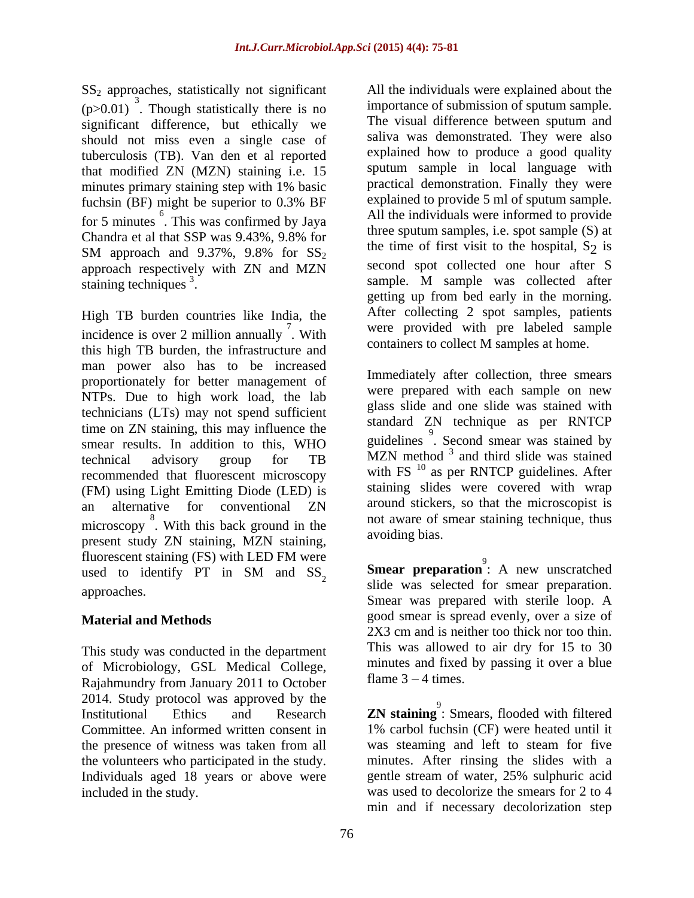$SS_2$ approaches, statistically not significant ($p>0.01$) [3]. Though statistically there is no significant difference, but ethically we should not miss even a single case of tuberculosis (TB). Van den et al reported that modified ZN (MZN) staining i.e. 15 minutes primary staining step with 1% basic fuchsin (BF) might be superior to 0.3% BF for 5 minutes [6]. This was confirmed by Jaya Chandra et al that SSP was 9.43%, 9.8% for SM approach and 9.37%, 9.8% for $SS_2$ approach respectively with ZN and MZN staining techniques [3].

High TB burden countries like India, the incidence is over 2 million annually [7]. With this high TB burden, the infrastructure and man power also has to be increased proportionately for better management of NTPs. Due to high work load, the lab technicians (LTs) may not spend sufficient time on ZN staining, this may influence the smear results. In addition to this, WHO technical advisory group for TB recommended that fluorescent microscopy (FM) using Light Emitting Diode (LED) is an alternative for conventional ZN microscopy [8]. With this back ground in the present study ZN staining, MZN staining, fluorescent staining (FS) with LED FM were used to identify PT in SM and $SS_2$ approaches.

## Material and Methods

This study was conducted in the department of Microbiology, GSL Medical College, Rajahmundry from January 2011 to October 2014. Study protocol was approved by the Institutional Ethics and Research Committee. An informed written consent in the presence of witness was taken from all the volunteers who participated in the study. Individuals aged 18 years or above were included in the study.

All the individuals were explained about the importance of submission of sputum sample. The visual difference between sputum and saliva was demonstrated. They were also explained how to produce a good quality sputum sample in local language with practical demonstration. Finally they were explained to provide 5 ml of sputum sample. All the individuals were informed to provide three sputum samples, i.e. spot sample (S) at the time of first visit to the hospital, $S_2$ is second spot collected one hour after S sample. M sample was collected after getting up from bed early in the morning. After collecting 2 spot samples, patients were provided with pre labeled sample containers to collect M samples at home.

Immediately after collection, three smears were prepared with each sample on new glass slide and one slide was stained with standard ZN technique as per RNTCP guidelines [9]. Second smear was stained by MZN method [3] and third slide was stained with FS [10] as per RNTCP guidelines. After staining slides were covered with wrap around stickers, so that the microscopist is not aware of smear staining technique, thus avoiding bias.

**Smear preparation** [9]: A new unscratched slide was selected for smear preparation. Smear was prepared with sterile loop. A good smear is spread evenly, over a size of 2X3 cm and is neither too thick nor too thin. This was allowed to air dry for 15 to 30 minutes and fixed by passing it over a blue flame 3 – 4 times.

**ZN staining** [9]: Smears, flooded with filtered 1% carbol fuchsin (CF) were heated until it was steaming and left to steam for five minutes. After rinsing the slides with a gentle stream of water, 25% sulphuric acid was used to decolorize the smears for 2 to 4 min and if necessary decolorization step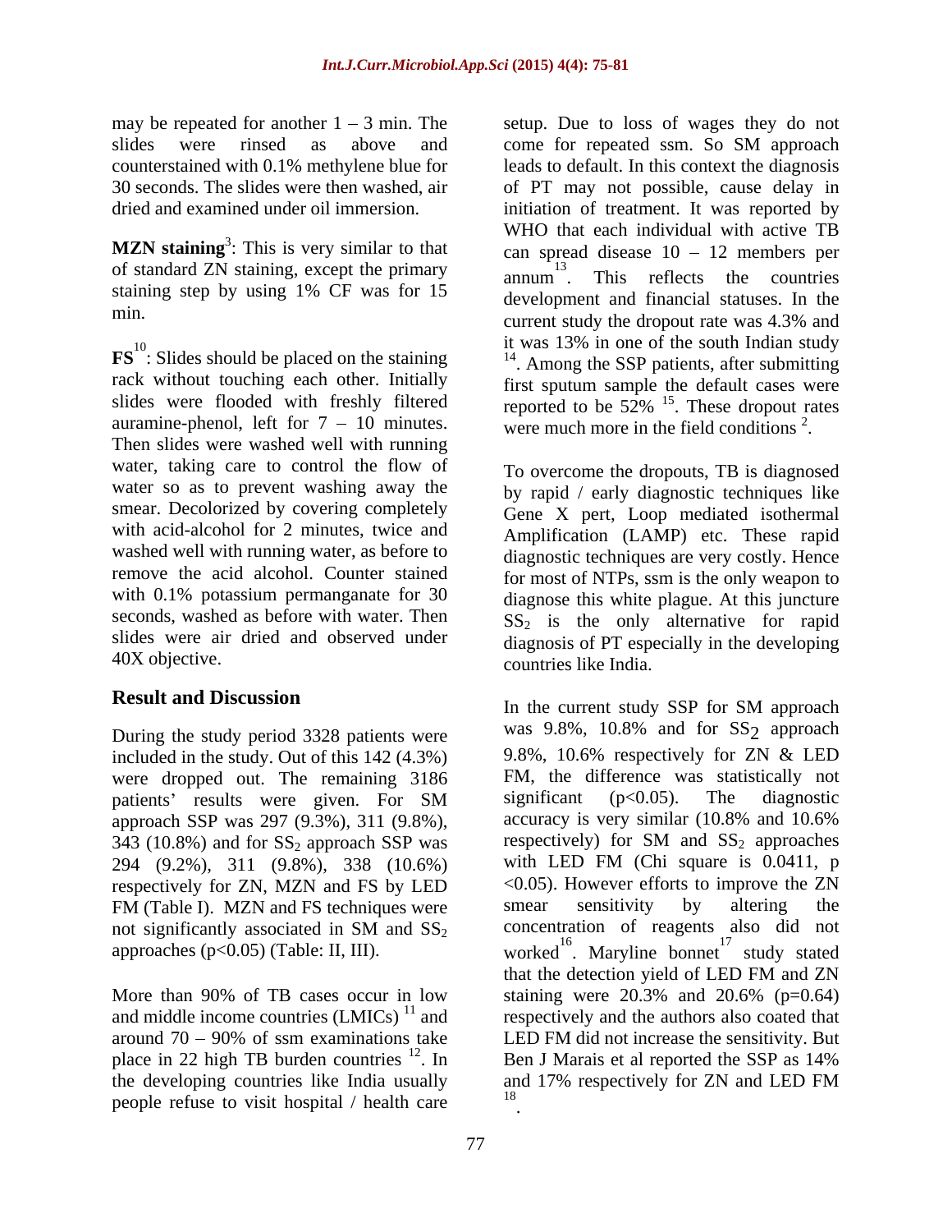may be repeated for another 1 – 3 min. The slides were rinsed as above and counterstained with 0.1% methylene blue for 30 seconds. The slides were then washed, air dried and examined under oil immersion.

**MZN staining**[3]: This is very similar to that of standard ZN staining, except the primary staining step by using 1% CF was for 15 min.

**FS**[10]: Slides should be placed on the staining rack without touching each other. Initially slides were flooded with freshly filtered auramine-phenol, left for 7 – 10 minutes. Then slides were washed well with running water, taking care to control the flow of water so as to prevent washing away the smear. Decolorized by covering completely with acid-alcohol for 2 minutes, twice and washed well with running water, as before to remove the acid alcohol. Counter stained with 0.1% potassium permanganate for 30 seconds, washed as before with water. Then slides were air dried and observed under 40X objective.

## Result and Discussion

During the study period 3328 patients were included in the study. Out of this 142 (4.3%) were dropped out. The remaining 3186 patients' results were given. For SM approach SSP was 297 (9.3%), 311 (9.8%), 343 (10.8%) and for $SS_2$ approach SSP was 294 (9.2%), 311 (9.8%), 338 (10.6%) respectively for ZN, MZN and FS by LED FM (Table I). MZN and FS techniques were not significantly associated in SM and $SS_2$ approaches ($p<0.05$) (Table: II, III).

More than 90% of TB cases occur in low and middle income countries (LMICs)[11] and around 70 – 90% of ssm examinations take place in 22 high TB burden countries[12]. In the developing countries like India usually people refuse to visit hospital / health care setup. Due to loss of wages they do not come for repeated ssm. So SM approach leads to default. In this context the diagnosis of PT may not possible, cause delay in initiation of treatment. It was reported by WHO that each individual with active TB can spread disease 10 – 12 members per annum[13]. This reflects the countries development and financial statuses. In the current study the dropout rate was 4.3% and it was 13% in one of the south Indian study[14]. Among the SSP patients, after submitting first sputum sample the default cases were reported to be 52%[15]. These dropout rates were much more in the field conditions[2].

To overcome the dropouts, TB is diagnosed by rapid / early diagnostic techniques like Gene X pert, Loop mediated isothermal Amplification (LAMP) etc. These rapid diagnostic techniques are very costly. Hence for most of NTPs, ssm is the only weapon to diagnose this white plague. At this juncture $SS_2$ is the only alternative for rapid diagnosis of PT especially in the developing countries like India.

In the current study SSP for SM approach was 9.8%, 10.8% and for $SS_2$ approach 9.8%, 10.6% respectively for ZN & LED FM, the difference was statistically not significant ($p<0.05$). The diagnostic accuracy is very similar (10.8% and 10.6% respectively) for SM and $SS_2$ approaches with LED FM (Chi square is 0.0411, $p<0.05$). However efforts to improve the ZN smear sensitivity by altering the concentration of reagents also did not worked[16]. Maryline bonnet[17] study stated that the detection yield of LED FM and ZN staining were 20.3% and 20.6% ($p=0.64$) respectively and the authors also coated that LED FM did not increase the sensitivity. But Ben J Marais et al reported the SSP as 14% and 17% respectively for ZN and LED FM[18].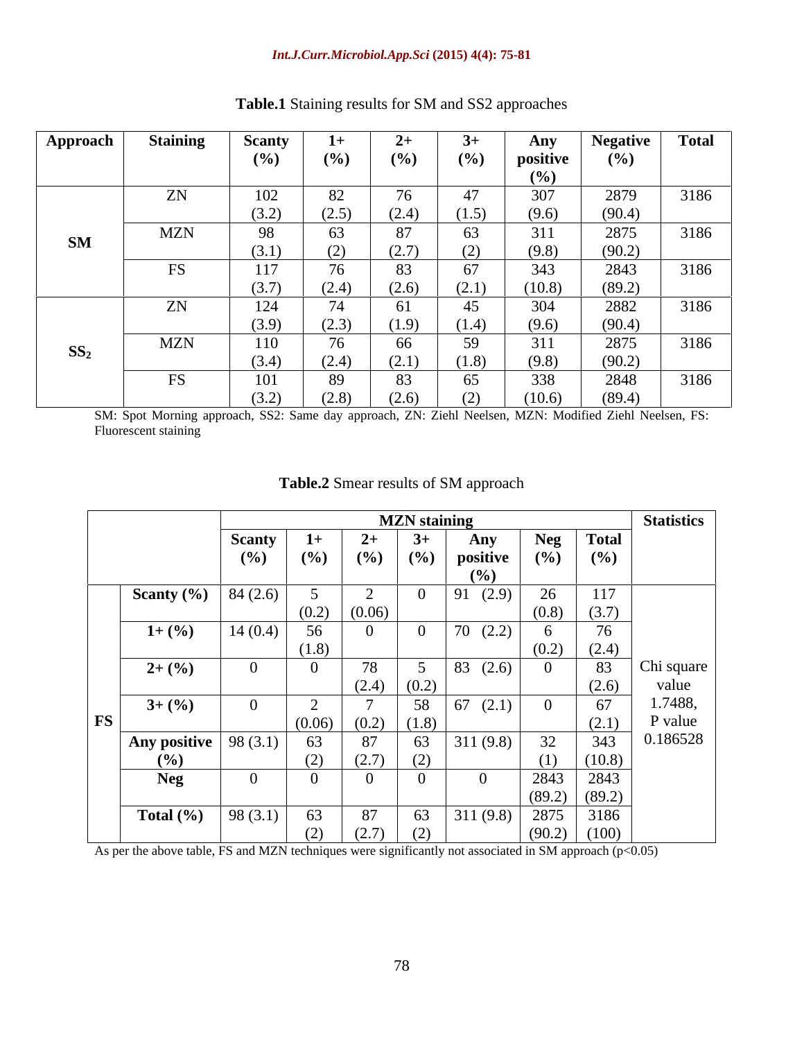**Table.1** Staining results for SM and SS2 approaches

| Approach | Staining | Scanty (%) | 1+ (%) | 2+ (%) | 3+ (%) | Any positive (%) | Negative (%) | Total |
|---|---|---|---|---|---|---|---|---|
| SM | ZN | 102 (3.2) | 82 (2.5) | 76 (2.4) | 47 (1.5) | 307 (9.6) | 2879 (90.4) | 3186 |
| | MZN | 98 (3.1) | 63 (2) | 87 (2.7) | 63 (2) | 311 (9.8) | 2875 (90.2) | 3186 |
| | FS | 117 (3.7) | 76 (2.4) | 83 (2.6) | 67 (2.1) | 343 (10.8) | 2843 (89.2) | 3186 |
| $SS_2$ | ZN | 124 (3.9) | 74 (2.3) | 61 (1.9) | 45 (1.4) | 304 (9.6) | 2882 (90.4) | 3186 |
| | MZN | 110 (3.4) | 76 (2.4) | 66 (2.1) | 59 (1.8) | 311 (9.8) | 2875 (90.2) | 3186 |
| | FS | 101 (3.2) | 89 (2.8) | 83 (2.6) | 65 (2) | 338 (10.6) | 2848 (89.4) | 3186 |

SM: Spot Morning approach, SS2: Same day approach, ZN: Ziehl Neelsen, MZN: Modified Ziehl Neelsen, FS: Fluorescent staining

**Table.2** Smear results of SM approach

| | | MZN staining | | | | | | | Statistics |
|---|---|---|---|---|---|---|---|---|---|
| | | Scanty (%) | 1+ (%) | 2+ (%) | 3+ (%) | Any positive (%) | Neg (%) | Total (%) | |
| FS | Scanty (%) | 84 (2.6) | 5 (0.2) | 2 (0.06) | 0 | 91 (2.9) | 26 (0.8) | 117 (3.7) | Chi square value 1.7488, P value 0.186528 |
| | 1+ (%) | 14 (0.4) | 56 (1.8) | 0 | 0 | 70 (2.2) | 6 (0.2) | 76 (2.4) | |
| | 2+ (%) | 0 | 0 | 78 (2.4) | 5 (0.2) | 83 (2.6) | 0 | 83 (2.6) | |
| | 3+ (%) | 0 | 2 (0.06) | 7 (0.2) | 58 (1.8) | 67 (2.1) | 0 | 67 (2.1) | |
| | Any positive (%) | 98 (3.1) | 63 (2) | 87 (2.7) | 63 (2) | 311 (9.8) | 32 (1) | 343 (10.8) | |
| | Neg | 0 | 0 | 0 | 0 | 0 | 2843 (89.2) | 2843 (89.2) | |
| | Total (%) | 98 (3.1) | 63 (2) | 87 (2.7) | 63 (2) | 311 (9.8) | 2875 (90.2) | 3186 (100) | |

As per the above table, FS and MZN techniques were significantly not associated in SM approach ($p<0.05$)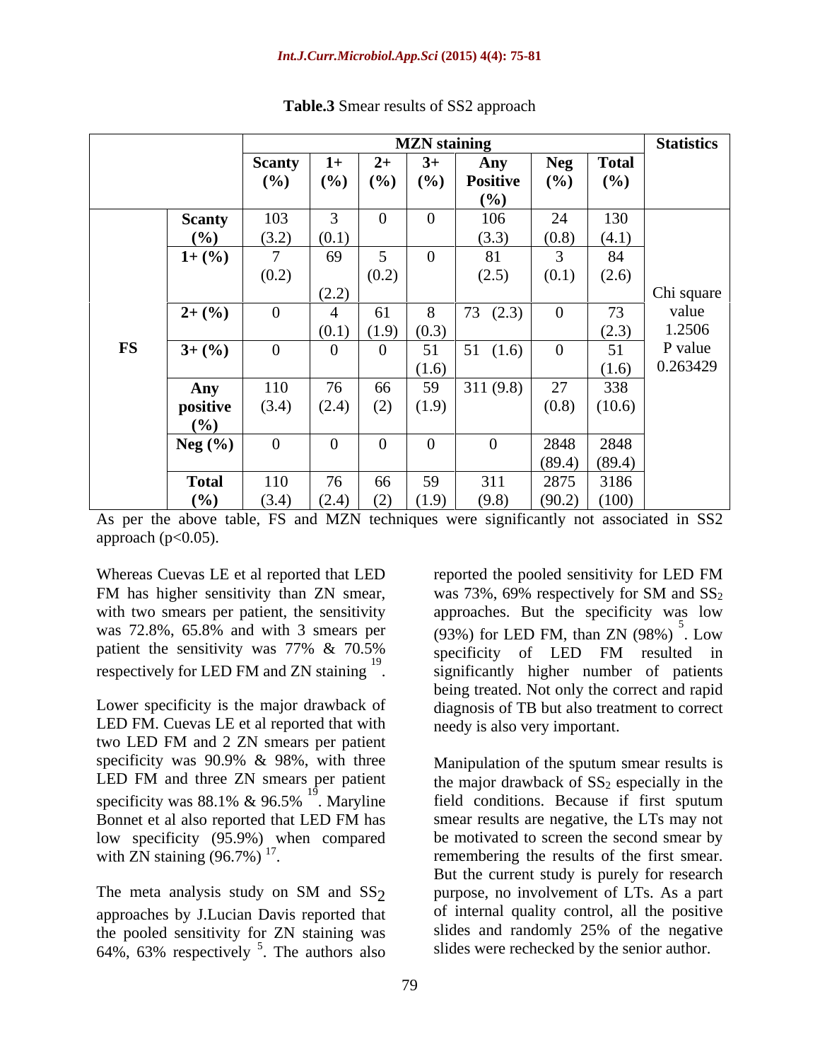**Table.3** Smear results of SS2 approach

| | | MZN staining | | | | | | | Statistics |
|---|---|---|---|---|---|---|---|---|---|
| | | Scanty (%) | 1+ (%) | 2+ (%) | 3+ (%) | Any Positive (%) | Neg (%) | Total (%) | |
| FS | Scanty (%) | 103 (3.2) | 3 (0.1) | 0 | 0 | 106 (3.3) | 24 (0.8) | 130 (4.1) | Chi square value 1.2506 P value 0.263429 |
| | 1+ (%) | 7 (0.2) | 69 (2.2) | 5 (0.2) | 0 | 81 (2.5) | 3 (0.1) | 84 (2.6) | |
| | 2+ (%) | 0 | 4 (0.1) | 61 (1.9) | 8 (0.3) | 73 (2.3) | 0 | 73 (2.3) | |
| | 3+ (%) | 0 | 0 | 0 | 51 (1.6) | 51 (1.6) | 0 | 51 (1.6) | |
| | Any positive (%) | 110 (3.4) | 76 (2.4) | 66 (2) | 59 (1.9) | 311 (9.8) | 27 (0.8) | 338 (10.6) | |
| | Neg (%) | 0 | 0 | 0 | 0 | 0 | 2848 (89.4) | 2848 (89.4) | |
| | Total (%) | 110 (3.4) | 76 (2.4) | 66 (2) | 59 (1.9) | 311 (9.8) | 2875 (90.2) | 3186 (100) | |

As per the above table, FS and MZN techniques were significantly not associated in SS2 approach ($p<0.05$).

Whereas Cuevas LE et al reported that LED FM has higher sensitivity than ZN smear, with two smears per patient, the sensitivity was 72.8%, 65.8% and with 3 smears per patient the sensitivity was 77% & 70.5% respectively for LED FM and ZN staining [19].

Lower specificity is the major drawback of LED FM. Cuevas LE et al reported that with two LED FM and 2 ZN smears per patient specificity was 90.9% & 98%, with three LED FM and three ZN smears per patient specificity was 88.1% & 96.5% [19]. Maryline Bonnet et al also reported that LED FM has low specificity (95.9%) when compared with ZN staining (96.7%) [17].

The meta analysis study on SM and $SS_2$ approaches by J.Lucian Davis reported that the pooled sensitivity for ZN staining was 64%, 63% respectively [5]. The authors also reported the pooled sensitivity for LED FM was 73%, 69% respectively for SM and $SS_2$ approaches. But the specificity was low (93%) for LED FM, than ZN (98%) [5]. Low specificity of LED FM resulted in significantly higher number of patients being treated. Not only the correct and rapid diagnosis of TB but also treatment to correct needy is also very important.

Manipulation of the sputum smear results is the major drawback of $SS_2$ especially in the field conditions. Because if first sputum smear results are negative, the LTs may not be motivated to screen the second smear by remembering the results of the first smear. But the current study is purely for research purpose, no involvement of LTs. As a part of internal quality control, all the positive slides and randomly 25% of the negative slides were rechecked by the senior author.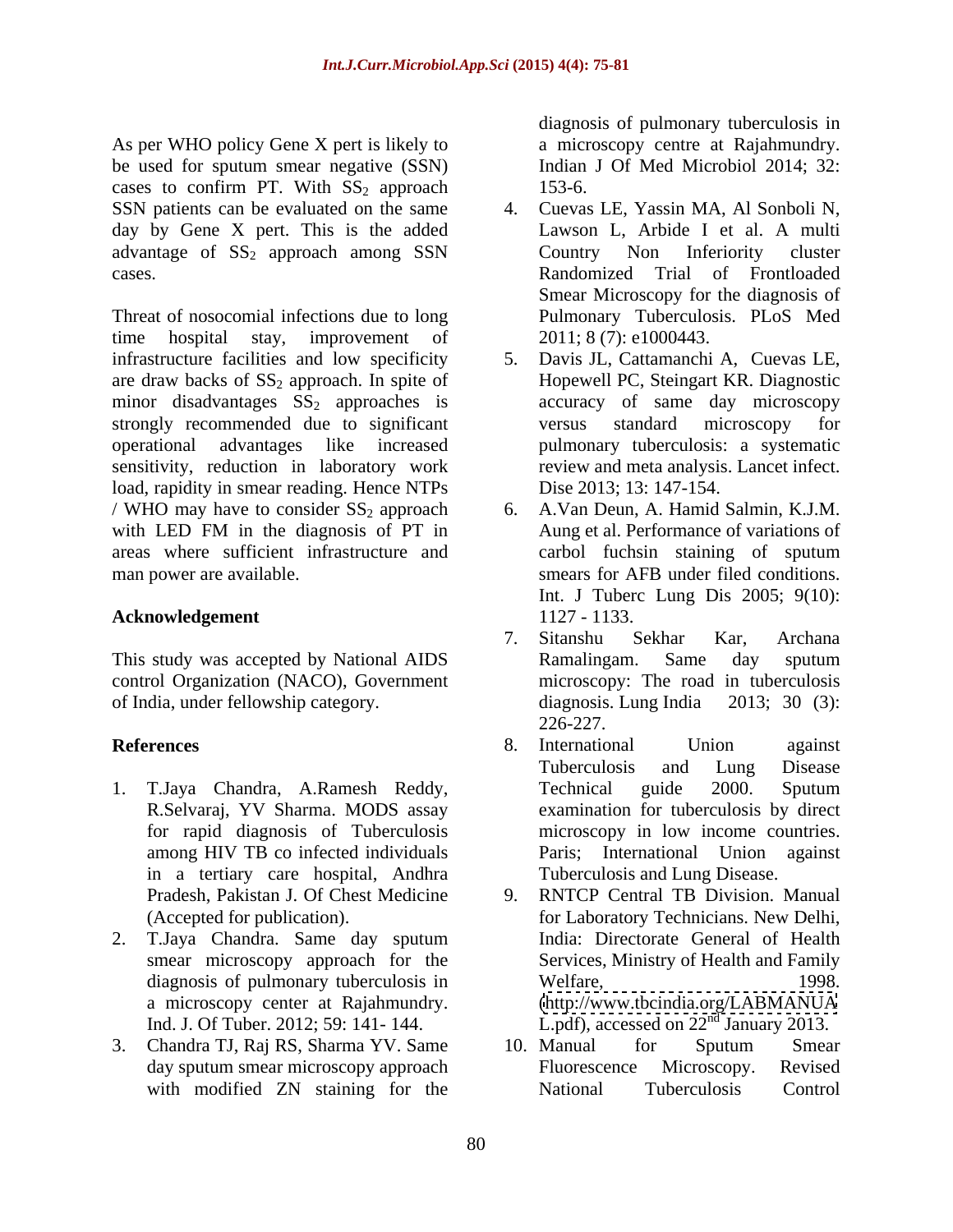As per WHO policy Gene X pert is likely to be used for sputum smear negative (SSN) cases to confirm PT. With $SS_2$ approach SSN patients can be evaluated on the same day by Gene X pert. This is the added advantage of $SS_2$ approach among SSN cases.

Threat of nosocomial infections due to long time hospital stay, improvement of infrastructure facilities and low specificity are draw backs of $SS_2$ approach. In spite of minor disadvantages $SS_2$ approaches is strongly recommended due to significant operational advantages like increased sensitivity, reduction in laboratory work load, rapidity in smear reading. Hence NTPs / WHO may have to consider $SS_2$ approach with LED FM in the diagnosis of PT in areas where sufficient infrastructure and man power are available.

## Acknowledgement

This study was accepted by National AIDS control Organization (NACO), Government of India, under fellowship category.

## References

1. T.Jaya Chandra, A.Ramesh Reddy, R.Selvaraj, YV Sharma. MODS assay for rapid diagnosis of Tuberculosis among HIV TB co infected individuals in a tertiary care hospital, Andhra Pradesh, Pakistan J. Of Chest Medicine (Accepted for publication).
2. T.Jaya Chandra. Same day sputum smear microscopy approach for the diagnosis of pulmonary tuberculosis in a microscopy center at Rajahmundry. Ind. J. Of Tuber. 2012; 59: 141- 144.
3. Chandra TJ, Raj RS, Sharma YV. Same day sputum smear microscopy approach with modified ZN staining for the diagnosis of pulmonary tuberculosis in a microscopy centre at Rajahmundry. Indian J Of Med Microbiol 2014; 32: 153-6.
4. Cuevas LE, Yassin MA, Al Sonboli N, Lawson L, Arbide I et al. A multi Country Non Inferiority cluster Randomized Trial of Frontloaded Smear Microscopy for the diagnosis of Pulmonary Tuberculosis. PLoS Med 2011; 8 (7): e1000443.
5. Davis JL, Cattamanchi A, Cuevas LE, Hopewell PC, Steingart KR. Diagnostic accuracy of same day microscopy versus standard microscopy for pulmonary tuberculosis: a systematic review and meta analysis. Lancet infect. Dise 2013; 13: 147-154.
6. A.Van Deun, A. Hamid Salmin, K.J.M. Aung et al. Performance of variations of carbol fuchsin staining of sputum smears for AFB under filed conditions. Int. J Tuberc Lung Dis 2005; 9(10): 1127 - 1133.
7. Sitanshu Sekhar Kar, Archana Ramalingam. Same day sputum microscopy: The road in tuberculosis diagnosis. Lung India 2013; 30 (3): 226-227.
8. International Union against Tuberculosis and Lung Disease Technical guide 2000. Sputum examination for tuberculosis by direct microscopy in low income countries. Paris; International Union against Tuberculosis and Lung Disease.
9. RNTCP Central TB Division. Manual for Laboratory Technicians. New Delhi, India: Directorate General of Health Services, Ministry of Health and Family Welfare, 1998. (http://www.tbcindia.org/LABMANUAL.pdf), accessed on 22nd January 2013.
10. Manual for Sputum Smear Fluorescence Microscopy. Revised National Tuberculosis Control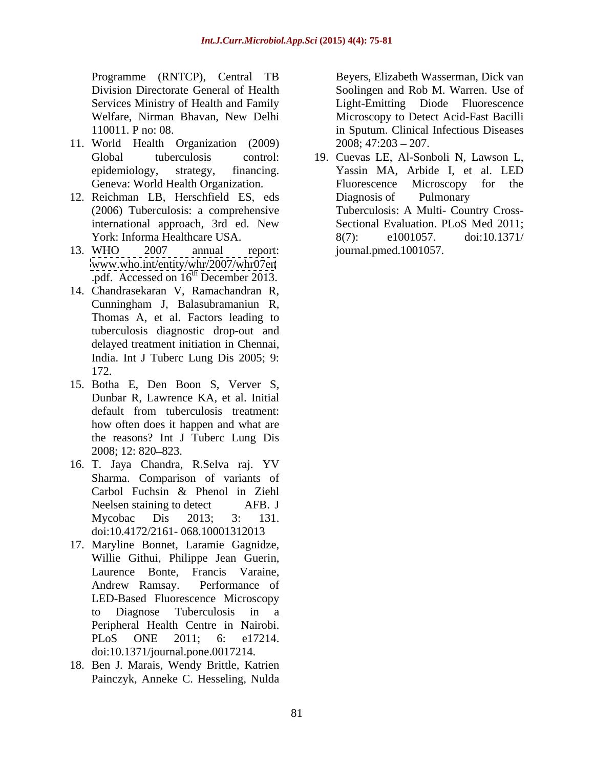Programme (RNTCP), Central TB Division Directorate General of Health Services Ministry of Health and Family Welfare, Nirman Bhavan, New Delhi 110011. P no: 08.

11. World Health Organization (2009) Global tuberculosis control: epidemiology, strategy, financing. Geneva: World Health Organization.
12. Reichman LB, Herschfield ES, eds (2006) Tuberculosis: a comprehensive international approach, 3rd ed. New York: Informa Healthcare USA.
13. WHO 2007 annual report: www.who.int/entity/whr/2007/whr07en .pdf. Accessed on 16th December 2013.
14. Chandrasekaran V, Ramachandran R, Cunningham J, Balasubramaniun R, Thomas A, et al. Factors leading to tuberculosis diagnostic drop-out and delayed treatment initiation in Chennai, India. Int J Tuberc Lung Dis 2005; 9: 172.
15. Botha E, Den Boon S, Verver S, Dunbar R, Lawrence KA, et al. Initial default from tuberculosis treatment: how often does it happen and what are the reasons? Int J Tuberc Lung Dis 2008; 12: 820–823.
16. T. Jaya Chandra, R.Selva raj. YV Sharma. Comparison of variants of Carbol Fuchsin & Phenol in Ziehl Neelsen staining to detect AFB. J Mycobac Dis 2013; 3: 131. doi:10.4172/2161- 068.10001312013
17. Maryline Bonnet, Laramie Gagnidze, Willie Githui, Philippe Jean Guerin, Laurence Bonte, Francis Varaine, Andrew Ramsay. Performance of LED-Based Fluorescence Microscopy to Diagnose Tuberculosis in a Peripheral Health Centre in Nairobi. PLoS ONE 2011; 6: e17214. doi:10.1371/journal.pone.0017214.
18. Ben J. Marais, Wendy Brittle, Katrien Painczyk, Anneke C. Hesseling, Nulda Beyers, Elizabeth Wasserman, Dick van Soolingen and Rob M. Warren. Use of Light-Emitting Diode Fluorescence Microscopy to Detect Acid-Fast Bacilli in Sputum. Clinical Infectious Diseases 2008; 47:203 – 207.
19. Cuevas LE, Al-Sonboli N, Lawson L, Yassin MA, Arbide I, et al. LED Fluorescence Microscopy for the Diagnosis of Pulmonary Tuberculosis: A Multi- Country Cross-Sectional Evaluation. PLoS Med 2011; 8(7): e1001057. doi:10.1371/ journal.pmed.1001057.